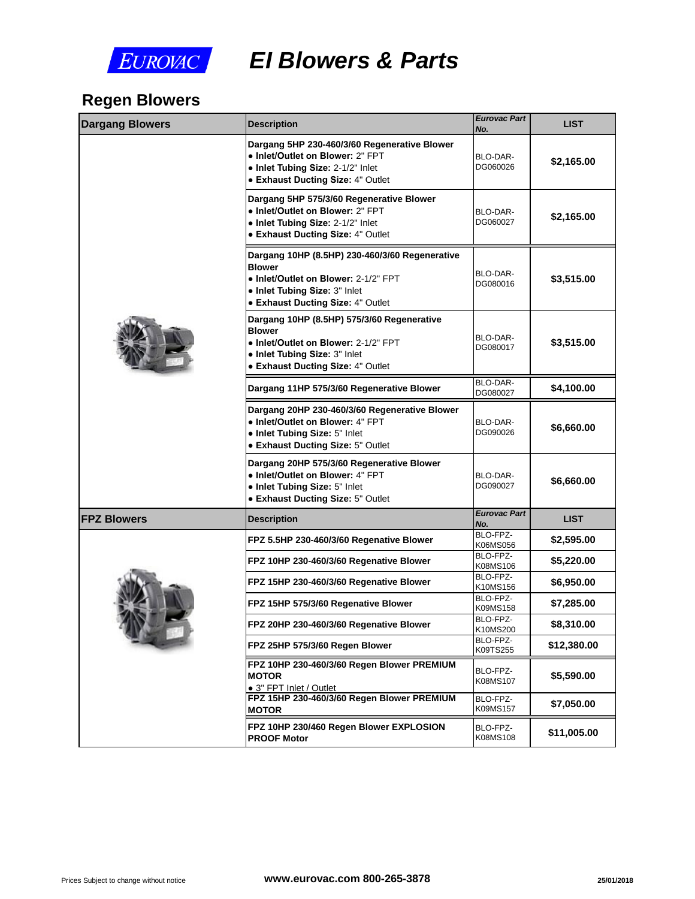EUROVAC

# EI Blowers & Parts

## Regen Blowers

| Dargang Blowers | Description | *Eurovac Part No.* | LIST |
|---|---|---|---|
| | **Dargang 5HP 230-460/3/60 Regenerative Blower**<br>• **Inlet/Outlet on Blower:** 2" FPT<br>• **Inlet Tubing Size:** 2-1/2" Inlet<br>• **Exhaust Ducting Size:** 4" Outlet | BLO-DAR-DG060026 | **$2,165.00** |
| | **Dargang 5HP 575/3/60 Regenerative Blower**<br>• **Inlet/Outlet on Blower:** 2" FPT<br>• **Inlet Tubing Size:** 2-1/2" Inlet<br>• **Exhaust Ducting Size:** 4" Outlet | BLO-DAR-DG060027 | **$2,165.00** |
| | **Dargang 10HP (8.5HP) 230-460/3/60 Regenerative Blower**<br>• **Inlet/Outlet on Blower:** 2-1/2" FPT<br>• **Inlet Tubing Size:** 3" Inlet<br>• **Exhaust Ducting Size:** 4" Outlet | BLO-DAR-DG080016 | **$3,515.00** |
| | **Dargang 10HP (8.5HP) 575/3/60 Regenerative Blower**<br>• **Inlet/Outlet on Blower:** 2-1/2" FPT<br>• **Inlet Tubing Size:** 3" Inlet<br>• **Exhaust Ducting Size:** 4" Outlet | BLO-DAR-DG080017 | **$3,515.00** |
| | **Dargang 11HP 575/3/60 Regenerative Blower** | BLO-DAR-DG080027 | **$4,100.00** |
| | **Dargang 20HP 230-460/3/60 Regenerative Blower**<br>• **Inlet/Outlet on Blower:** 4" FPT<br>• **Inlet Tubing Size:** 5" Inlet<br>• **Exhaust Ducting Size:** 5" Outlet | BLO-DAR-DG090026 | **$6,660.00** |
| | **Dargang 20HP 575/3/60 Regenerative Blower**<br>• **Inlet/Outlet on Blower:** 4" FPT<br>• **Inlet Tubing Size:** 5" Inlet<br>• **Exhaust Ducting Size:** 5" Outlet | BLO-DAR-DG090027 | **$6,660.00** |
| **FPZ Blowers** | **Description** | ***Eurovac Part No.*** | **LIST** |
| | **FPZ 5.5HP 230-460/3/60 Regenative Blower** | BLO-FPZ-K06MS056 | **$2,595.00** |
| | **FPZ 10HP 230-460/3/60 Regenative Blower** | BLO-FPZ-K08MS106 | **$5,220.00** |
| | **FPZ 15HP 230-460/3/60 Regenative Blower** | BLO-FPZ-K10MS156 | **$6,950.00** |
| | **FPZ 15HP 575/3/60 Regenative Blower** | BLO-FPZ-K09MS158 | **$7,285.00** |
| | **FPZ 20HP 230-460/3/60 Regenative Blower** | BLO-FPZ-K10MS200 | **$8,310.00** |
| | **FPZ 25HP 575/3/60 Regen Blower** | BLO-FPZ-K09TS255 | **$12,380.00** |
| | **FPZ 10HP 230-460/3/60 Regen Blower PREMIUM MOTOR**<br>• 3" FPT Inlet / Outlet | BLO-FPZ-K08MS107 | **$5,590.00** |
| | **FPZ 15HP 230-460/3/60 Regen Blower PREMIUM MOTOR** | BLO-FPZ-K09MS157 | **$7,050.00** |
| | **FPZ 10HP 230/460 Regen Blower EXPLOSION PROOF Motor** | BLO-FPZ-K08MS108 | **$11,005.00** |

Prices Subject to change without notice

**www.eurovac.com 800-265-3878**

**25/01/2018**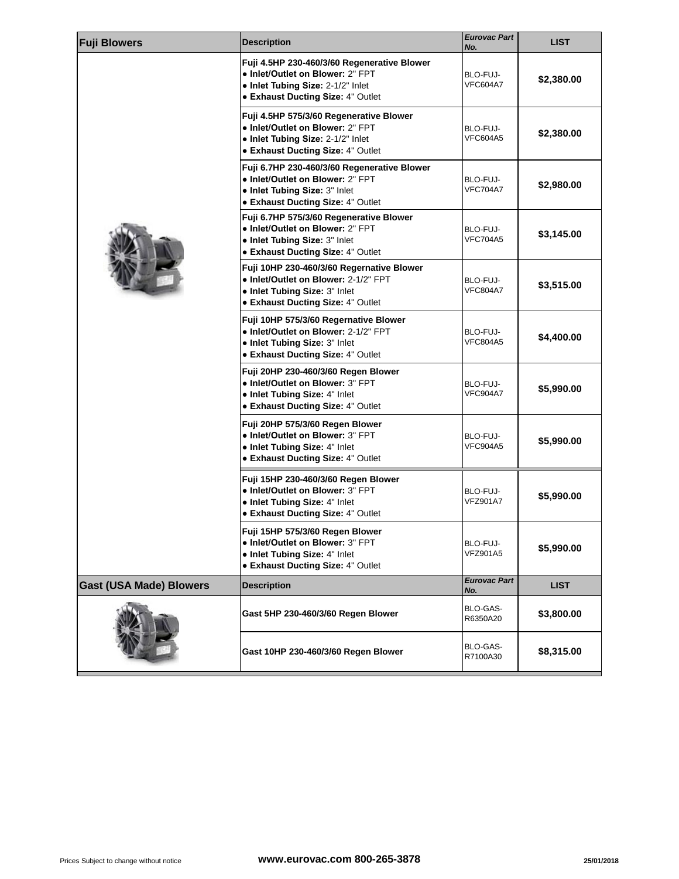| Fuji Blowers | Description | *Eurovac Part No.* | LIST |
|---|---|---|---|
| | **Fuji 4.5HP 230-460/3/60 Regenerative Blower**<br>● **Inlet/Outlet on Blower:** 2" FPT<br>● **Inlet Tubing Size:** 2-1/2" Inlet<br>● **Exhaust Ducting Size:** 4" Outlet | BLO-FUJ-VFC604A7 | **$2,380.00** |
| | **Fuji 4.5HP 575/3/60 Regenerative Blower**<br>● **Inlet/Outlet on Blower:** 2" FPT<br>● **Inlet Tubing Size:** 2-1/2" Inlet<br>● **Exhaust Ducting Size:** 4" Outlet | BLO-FUJ-VFC604A5 | **$2,380.00** |
| | **Fuji 6.7HP 230-460/3/60 Regenerative Blower**<br>● **Inlet/Outlet on Blower:** 2" FPT<br>● **Inlet Tubing Size:** 3" Inlet<br>● **Exhaust Ducting Size:** 4" Outlet | BLO-FUJ-VFC704A7 | **$2,980.00** |
| | **Fuji 6.7HP 575/3/60 Regenerative Blower**<br>● **Inlet/Outlet on Blower:** 2" FPT<br>● **Inlet Tubing Size:** 3" Inlet<br>● **Exhaust Ducting Size:** 4" Outlet | BLO-FUJ-VFC704A5 | **$3,145.00** |
| | **Fuji 10HP 230-460/3/60 Regernative Blower**<br>● **Inlet/Outlet on Blower:** 2-1/2" FPT<br>● **Inlet Tubing Size:** 3" Inlet<br>● **Exhaust Ducting Size:** 4" Outlet | BLO-FUJ-VFC804A7 | **$3,515.00** |
| | **Fuji 10HP 575/3/60 Regernative Blower**<br>● **Inlet/Outlet on Blower:** 2-1/2" FPT<br>● **Inlet Tubing Size:** 3" Inlet<br>● **Exhaust Ducting Size:** 4" Outlet | BLO-FUJ-VFC804A5 | **$4,400.00** |
| | **Fuji 20HP 230-460/3/60 Regen Blower**<br>● **Inlet/Outlet on Blower:** 3" FPT<br>● **Inlet Tubing Size:** 4" Inlet<br>● **Exhaust Ducting Size:** 4" Outlet | BLO-FUJ-VFC904A7 | **$5,990.00** |
| | **Fuji 20HP 575/3/60 Regen Blower**<br>● **Inlet/Outlet on Blower:** 3" FPT<br>● **Inlet Tubing Size:** 4" Inlet<br>● **Exhaust Ducting Size:** 4" Outlet | BLO-FUJ-VFC904A5 | **$5,990.00** |
| | **Fuji 15HP 230-460/3/60 Regen Blower**<br>● **Inlet/Outlet on Blower:** 3" FPT<br>● **Inlet Tubing Size:** 4" Inlet<br>● **Exhaust Ducting Size:** 4" Outlet | BLO-FUJ-VFZ901A7 | **$5,990.00** |
| | **Fuji 15HP 575/3/60 Regen Blower**<br>● **Inlet/Outlet on Blower:** 3" FPT<br>● **Inlet Tubing Size:** 4" Inlet<br>● **Exhaust Ducting Size:** 4" Outlet | BLO-FUJ-VFZ901A5 | **$5,990.00** |
| **Gast (USA Made) Blowers** | **Description** | ***Eurovac Part No.*** | **LIST** |
| | **Gast 5HP 230-460/3/60 Regen Blower** | BLO-GAS-R6350A20 | **$3,800.00** |
| | **Gast 10HP 230-460/3/60 Regen Blower** | BLO-GAS-R7100A30 | **$8,315.00** |

Prices Subject to change without notice **www.eurovac.com 800-265-3878** **25/01/2018**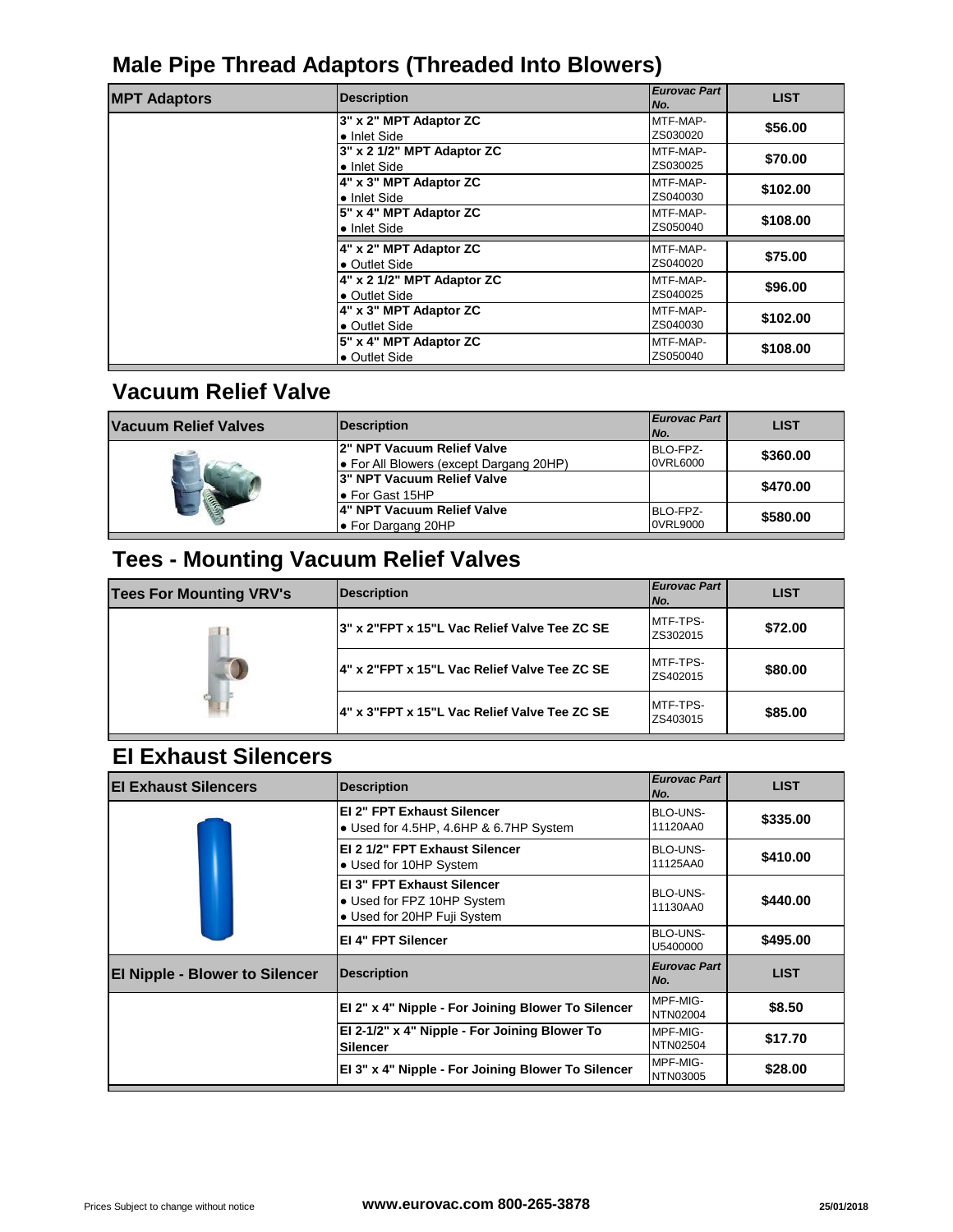## Male Pipe Thread Adaptors (Threaded Into Blowers)

| MPT Adaptors | Description | *Eurovac Part No.* | LIST |
|---|---|---|---|
| | **3" x 2" MPT Adaptor ZC**<br>● Inlet Side | MTF-MAP-ZS030020 | **$56.00** |
| | **3" x 2 1/2" MPT Adaptor ZC**<br>● Inlet Side | MTF-MAP-ZS030025 | **$70.00** |
| | **4" x 3" MPT Adaptor ZC**<br>● Inlet Side | MTF-MAP-ZS040030 | **$102.00** |
| | **5" x 4" MPT Adaptor ZC**<br>● Inlet Side | MTF-MAP-ZS050040 | **$108.00** |
| | **4" x 2" MPT Adaptor ZC**<br>● Outlet Side | MTF-MAP-ZS040020 | **$75.00** |
| | **4" x 2 1/2" MPT Adaptor ZC**<br>● Outlet Side | MTF-MAP-ZS040025 | **$96.00** |
| | **4" x 3" MPT Adaptor ZC**<br>● Outlet Side | MTF-MAP-ZS040030 | **$102.00** |
| | **5" x 4" MPT Adaptor ZC**<br>● Outlet Side | MTF-MAP-ZS050040 | **$108.00** |

## Vacuum Relief Valve

| Vacuum Relief Valves | Description | *Eurovac Part No.* | LIST |
|---|---|---|---|
| | **2" NPT Vacuum Relief Valve**<br>● For All Blowers (except Dargang 20HP) | BLO-FPZ-0VRL6000 | **$360.00** |
| | **3" NPT Vacuum Relief Valve**<br>● For Gast 15HP | | **$470.00** |
| | **4" NPT Vacuum Relief Valve**<br>● For Dargang 20HP | BLO-FPZ-0VRL9000 | **$580.00** |

## Tees - Mounting Vacuum Relief Valves

| Tees For Mounting VRV's | Description | *Eurovac Part No.* | LIST |
|---|---|---|---|
| | **3" x 2"FPT x 15"L Vac Relief Valve Tee ZC SE** | MTF-TPS-ZS302015 | **$72.00** |
| | **4" x 2"FPT x 15"L Vac Relief Valve Tee ZC SE** | MTF-TPS-ZS402015 | **$80.00** |
| | **4" x 3"FPT x 15"L Vac Relief Valve Tee ZC SE** | MTF-TPS-ZS403015 | **$85.00** |

## EI Exhaust Silencers

| EI Exhaust Silencers | Description | *Eurovac Part No.* | LIST |
|---|---|---|---|
| | **EI 2" FPT Exhaust Silencer**<br>● Used for 4.5HP, 4.6HP & 6.7HP System | BLO-UNS-11120AA0 | **$335.00** |
| | **EI 2 1/2" FPT Exhaust Silencer**<br>● Used for 10HP System | BLO-UNS-11125AA0 | **$410.00** |
| | **EI 3" FPT Exhaust Silencer**<br>● Used for FPZ 10HP System<br>● Used for 20HP Fuji System | BLO-UNS-11130AA0 | **$440.00** |
| | **EI 4" FPT Silencer** | BLO-UNS-U5400000 | **$495.00** |

| EI Nipple - Blower to Silencer | Description | *Eurovac Part No.* | LIST |
|---|---|---|---|
| | **EI 2" x 4" Nipple - For Joining Blower To Silencer** | MPF-MIG-NTN02004 | **$8.50** |
| | **EI 2-1/2" x 4" Nipple - For Joining Blower To Silencer** | MPF-MIG-NTN02504 | **$17.70** |
| | **EI 3" x 4" Nipple - For Joining Blower To Silencer** | MPF-MIG-NTN03005 | **$28.00** |

Prices Subject to change without notice **www.eurovac.com 800-265-3878** **25/01/2018**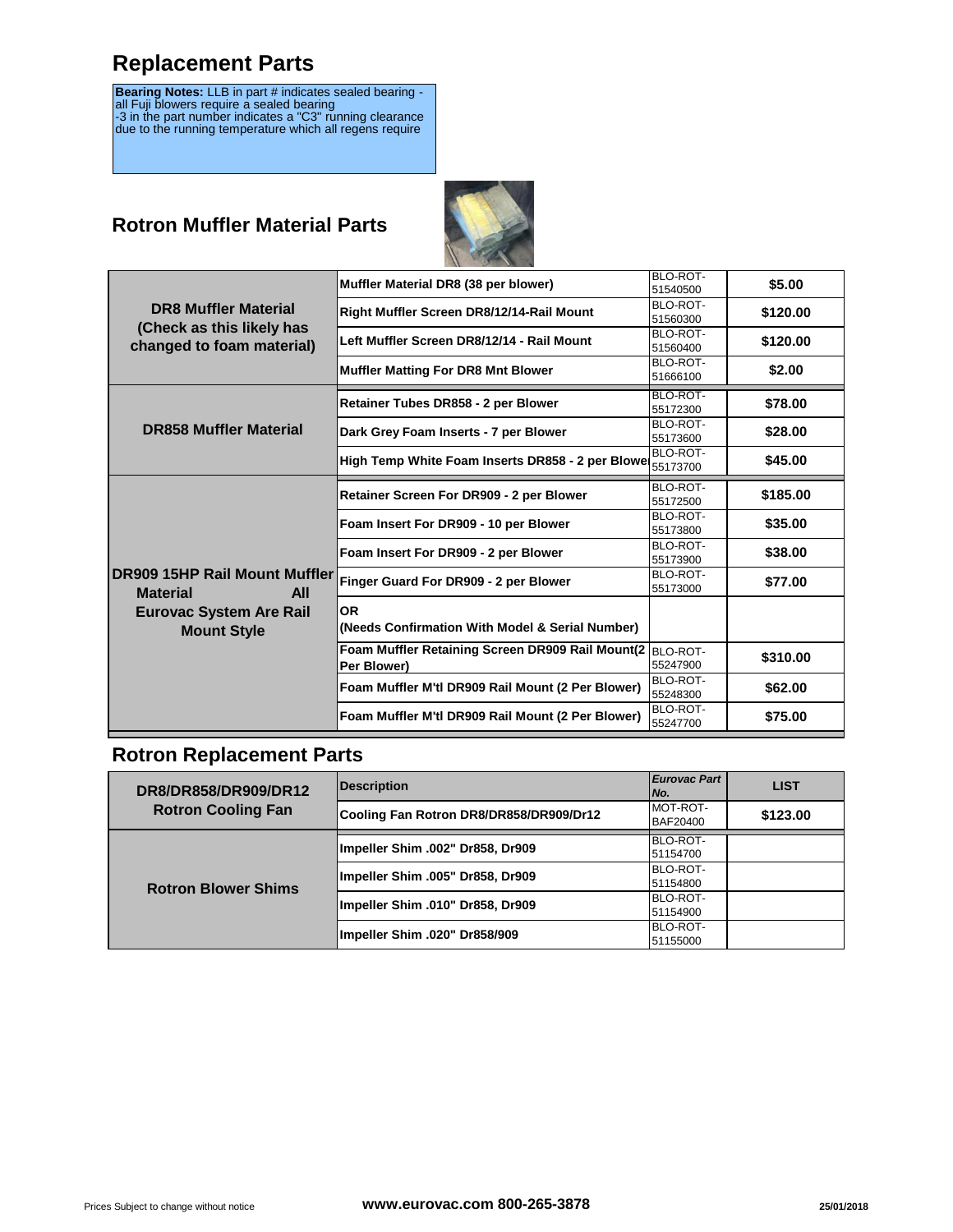# Replacement Parts

**Bearing Notes:** LLB in part # indicates sealed bearing - all Fuji blowers require a sealed bearing
-3 in the part number indicates a "C3" running clearance due to the running temperature which all regens require

## Rotron Muffler Material Parts

| | | | |
|---|---|---|---|
| **DR8 Muffler Material (Check as this likely has changed to foam material)** | **Muffler Material DR8 (38 per blower)** | BLO-ROT-51540500 | **$5.00** |
| | **Right Muffler Screen DR8/12/14-Rail Mount** | BLO-ROT-51560300 | **$120.00** |
| | **Left Muffler Screen DR8/12/14 - Rail Mount** | BLO-ROT-51560400 | **$120.00** |
| | **Muffler Matting For DR8 Mnt Blower** | BLO-ROT-51666100 | **$2.00** |
| **DR858 Muffler Material** | **Retainer Tubes DR858 - 2 per Blower** | BLO-ROT-55172300 | **$78.00** |
| | **Dark Grey Foam Inserts - 7 per Blower** | BLO-ROT-55173600 | **$28.00** |
| | **High Temp White Foam Inserts DR858 - 2 per Blower** | BLO-ROT-55173700 | **$45.00** |
| **DR909 15HP Rail Mount Muffler Material All Eurovac System Are Rail Mount Style** | **Retainer Screen For DR909 - 2 per Blower** | BLO-ROT-55172500 | **$185.00** |
| | **Foam Insert For DR909 - 10 per Blower** | BLO-ROT-55173800 | **$35.00** |
| | **Foam Insert For DR909 - 2 per Blower** | BLO-ROT-55173900 | **$38.00** |
| | **Finger Guard For DR909 - 2 per Blower** | BLO-ROT-55173000 | **$77.00** |
| | **OR (Needs Confirmation With Model & Serial Number)** | | |
| | **Foam Muffler Retaining Screen DR909 Rail Mount(2 Per Blower)** | BLO-ROT-55247900 | **$310.00** |
| | **Foam Muffler M'tl DR909 Rail Mount (2 Per Blower)** | BLO-ROT-55248300 | **$62.00** |
| | **Foam Muffler M'tl DR909 Rail Mount (2 Per Blower)** | BLO-ROT-55247700 | **$75.00** |

## Rotron Replacement Parts

| | **Description** | ***Eurovac Part No.*** | **LIST** |
|---|---|---|---|
| **DR8/DR858/DR909/DR12 Rotron Cooling Fan** | **Cooling Fan Rotron DR8/DR858/DR909/Dr12** | MOT-ROT-BAF20400 | **$123.00** |
| **Rotron Blower Shims** | **Impeller Shim .002" Dr858, Dr909** | BLO-ROT-51154700 | |
| | **Impeller Shim .005" Dr858, Dr909** | BLO-ROT-51154800 | |
| | **Impeller Shim .010" Dr858, Dr909** | BLO-ROT-51154900 | |
| | **Impeller Shim .020" Dr858/909** | BLO-ROT-51155000 | |

Prices Subject to change without notice | **www.eurovac.com 800-265-3878** | **25/01/2018**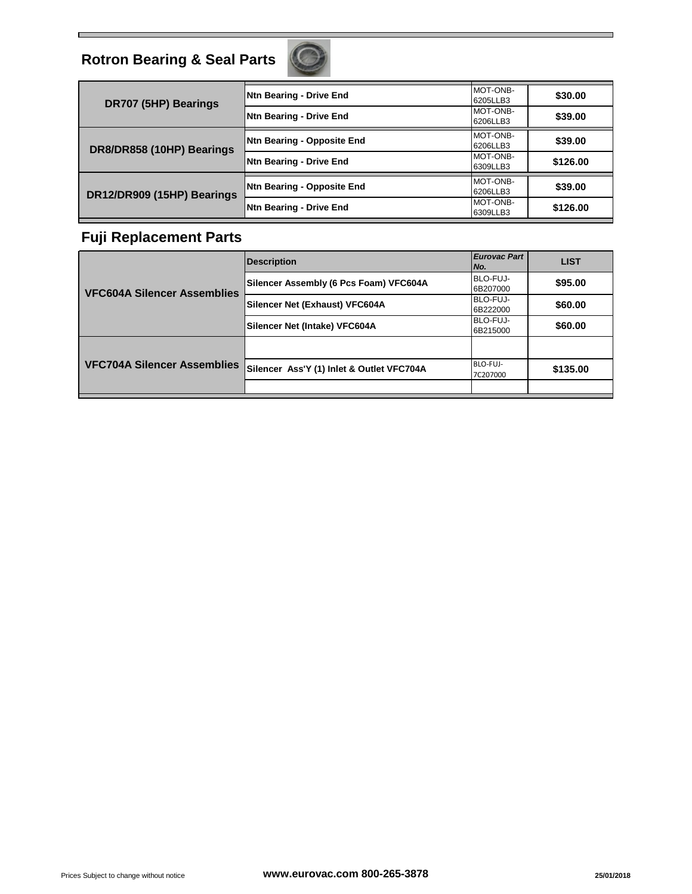## Rotron Bearing & Seal Parts

| | | | |
|---|---|---|---|
| **DR707 (5HP) Bearings** | **Ntn Bearing - Drive End** | MOT-ONB-6205LLB3 | **$30.00** |
| | **Ntn Bearing - Drive End** | MOT-ONB-6206LLB3 | **$39.00** |
| **DR8/DR858 (10HP) Bearings** | **Ntn Bearing - Opposite End** | MOT-ONB-6206LLB3 | **$39.00** |
| | **Ntn Bearing - Drive End** | MOT-ONB-6309LLB3 | **$126.00** |
| **DR12/DR909 (15HP) Bearings** | **Ntn Bearing - Opposite End** | MOT-ONB-6206LLB3 | **$39.00** |
| | **Ntn Bearing - Drive End** | MOT-ONB-6309LLB3 | **$126.00** |

## Fuji Replacement Parts

| | **Description** | ***Eurovac Part No.*** | **LIST** |
|---|---|---|---|
| **VFC604A Silencer Assemblies** | **Silencer Assembly (6 Pcs Foam) VFC604A** | BLO-FUJ-6B207000 | **$95.00** |
| | **Silencer Net (Exhaust) VFC604A** | BLO-FUJ-6B222000 | **$60.00** |
| | **Silencer Net (Intake) VFC604A** | BLO-FUJ-6B215000 | **$60.00** |
| **VFC704A Silencer Assemblies** | | | |
| | **Silencer Ass'Y (1) Inlet & Outlet VFC704A** | BLO-FUJ-7C207000 | **$135.00** |
| | | | |

Prices Subject to change without notice **www.eurovac.com 800-265-3878** **25/01/2018**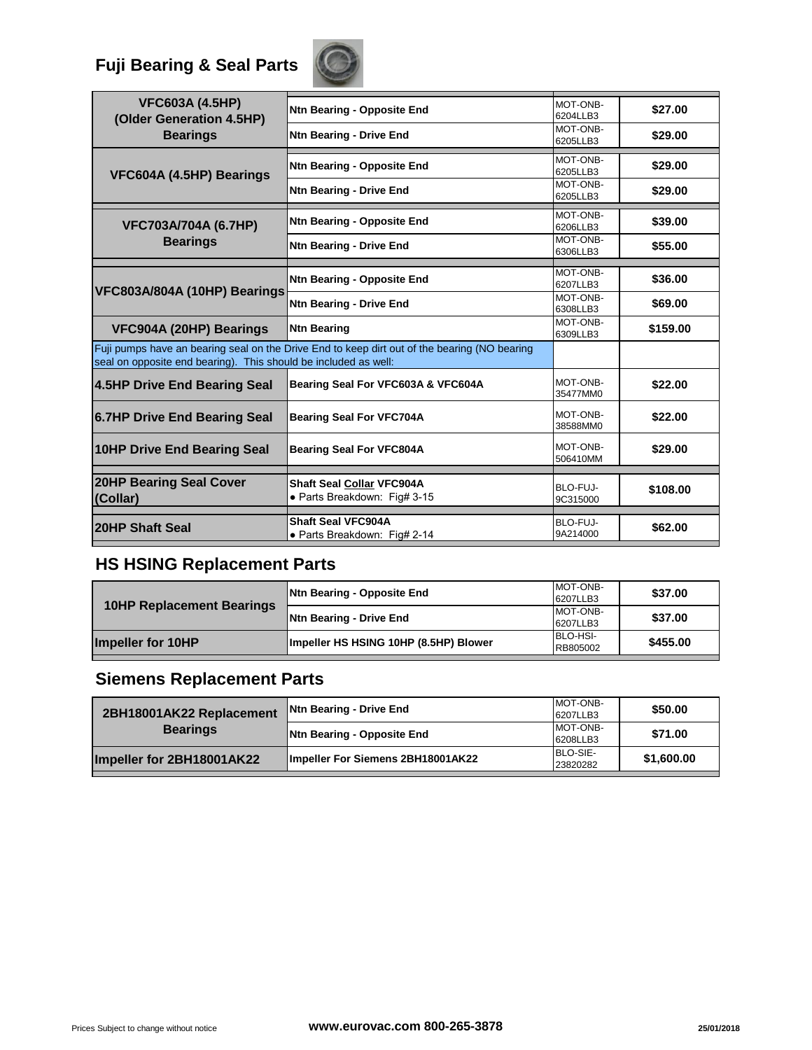## Fuji Bearing & Seal Parts

| | | | |
|---|---|---|---|
| VFC603A (4.5HP) (Older Generation 4.5HP) Bearings | Ntn Bearing - Opposite End | MOT-ONB-6204LLB3 | $27.00 |
| | Ntn Bearing - Drive End | MOT-ONB-6205LLB3 | $29.00 |
| VFC604A (4.5HP) Bearings | Ntn Bearing - Opposite End | MOT-ONB-6205LLB3 | $29.00 |
| | Ntn Bearing - Drive End | MOT-ONB-6205LLB3 | $29.00 |
| VFC703A/704A (6.7HP) Bearings | Ntn Bearing - Opposite End | MOT-ONB-6206LLB3 | $39.00 |
| | Ntn Bearing - Drive End | MOT-ONB-6306LLB3 | $55.00 |
| VFC803A/804A (10HP) Bearings | Ntn Bearing - Opposite End | MOT-ONB-6207LLB3 | $36.00 |
| | Ntn Bearing - Drive End | MOT-ONB-6308LLB3 | $69.00 |
| VFC904A (20HP) Bearings | Ntn Bearing | MOT-ONB-6309LLB3 | $159.00 |
| Fuji pumps have an bearing seal on the Drive End to keep dirt out of the bearing (NO bearing seal on opposite end bearing). This should be included as well: | | | |
| 4.5HP Drive End Bearing Seal | Bearing Seal For VFC603A & VFC604A | MOT-ONB-35477MM0 | $22.00 |
| 6.7HP Drive End Bearing Seal | Bearing Seal For VFC704A | MOT-ONB-38588MM0 | $22.00 |
| 10HP Drive End Bearing Seal | Bearing Seal For VFC804A | MOT-ONB-506410MM | $29.00 |
| 20HP Bearing Seal Cover (Collar) | Shaft Seal Collar VFC904A • Parts Breakdown: Fig# 3-15 | BLO-FUJ-9C315000 | $108.00 |
| 20HP Shaft Seal | Shaft Seal VFC904A • Parts Breakdown: Fig# 2-14 | BLO-FUJ-9A214000 | $62.00 |

## HS HSING Replacement Parts

| | | | |
|---|---|---|---|
| 10HP Replacement Bearings | Ntn Bearing - Opposite End | MOT-ONB-6207LLB3 | $37.00 |
| | Ntn Bearing - Drive End | MOT-ONB-6207LLB3 | $37.00 |
| Impeller for 10HP | Impeller HS HSING 10HP (8.5HP) Blower | BLO-HSI-RB805002 | $455.00 |

## Siemens Replacement Parts

| | | | |
|---|---|---|---|
| 2BH18001AK22 Replacement Bearings | Ntn Bearing - Drive End | MOT-ONB-6207LLB3 | $50.00 |
| | Ntn Bearing - Opposite End | MOT-ONB-6208LLB3 | $71.00 |
| Impeller for 2BH18001AK22 | Impeller For Siemens 2BH18001AK22 | BLO-SIE-23820282 | $1,600.00 |

Prices Subject to change without notice **www.eurovac.com 800-265-3878** **25/01/2018**